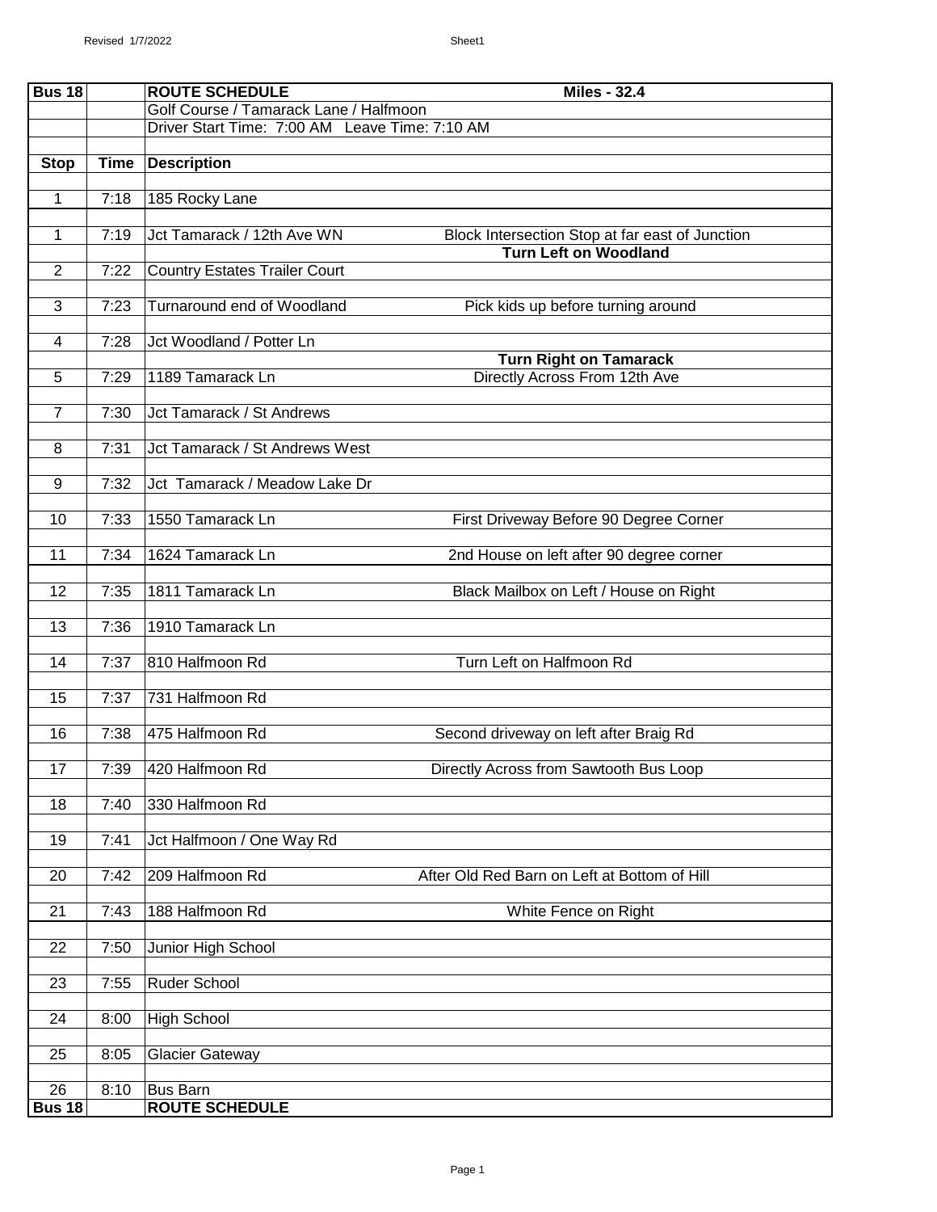| Bus 18 | | ROUTE SCHEDULE | Miles - 32.4 |
|---|---|---|---|
| | | Golf Course / Tamarack Lane / Halfmoon | |
| | | Driver Start Time: 7:00 AM Leave Time: 7:10 AM | |
| | | | |
| **Stop** | **Time** | **Description** | |
| | | | |
| 1 | 7:18 | 185 Rocky Lane | |
| | | | |
| 1 | 7:19 | Jct Tamarack / 12th Ave WN | Block Intersection Stop at far east of Junction |
| | | | **Turn Left on Woodland** |
| 2 | 7:22 | Country Estates Trailer Court | |
| | | | |
| 3 | 7:23 | Turnaround end of Woodland | Pick kids up before turning around |
| | | | |
| 4 | 7:28 | Jct Woodland / Potter Ln | |
| | | | **Turn Right on Tamarack** |
| 5 | 7:29 | 1189 Tamarack Ln | Directly Across From 12th Ave |
| | | | |
| 7 | 7:30 | Jct Tamarack / St Andrews | |
| | | | |
| 8 | 7:31 | Jct Tamarack / St Andrews West | |
| | | | |
| 9 | 7:32 | Jct Tamarack / Meadow Lake Dr | |
| | | | |
| 10 | 7:33 | 1550 Tamarack Ln | First Driveway Before 90 Degree Corner |
| | | | |
| 11 | 7:34 | 1624 Tamarack Ln | 2nd House on left after 90 degree corner |
| | | | |
| 12 | 7:35 | 1811 Tamarack Ln | Black Mailbox on Left / House on Right |
| | | | |
| 13 | 7:36 | 1910 Tamarack Ln | |
| | | | |
| 14 | 7:37 | 810 Halfmoon Rd | Turn Left on Halfmoon Rd |
| | | | |
| 15 | 7:37 | 731 Halfmoon Rd | |
| | | | |
| 16 | 7:38 | 475 Halfmoon Rd | Second driveway on left after Braig Rd |
| | | | |
| 17 | 7:39 | 420 Halfmoon Rd | Directly Across from Sawtooth Bus Loop |
| | | | |
| 18 | 7:40 | 330 Halfmoon Rd | |
| | | | |
| 19 | 7:41 | Jct Halfmoon / One Way Rd | |
| | | | |
| 20 | 7:42 | 209 Halfmoon Rd | After Old Red Barn on Left at Bottom of Hill |
| | | | |
| 21 | 7:43 | 188 Halfmoon Rd | White Fence on Right |
| | | | |
| 22 | 7:50 | Junior High School | |
| | | | |
| 23 | 7:55 | Ruder School | |
| | | | |
| 24 | 8:00 | High School | |
| | | | |
| 25 | 8:05 | Glacier Gateway | |
| | | | |
| 26 | 8:10 | Bus Barn | |
| **Bus 18** | | **ROUTE SCHEDULE** | |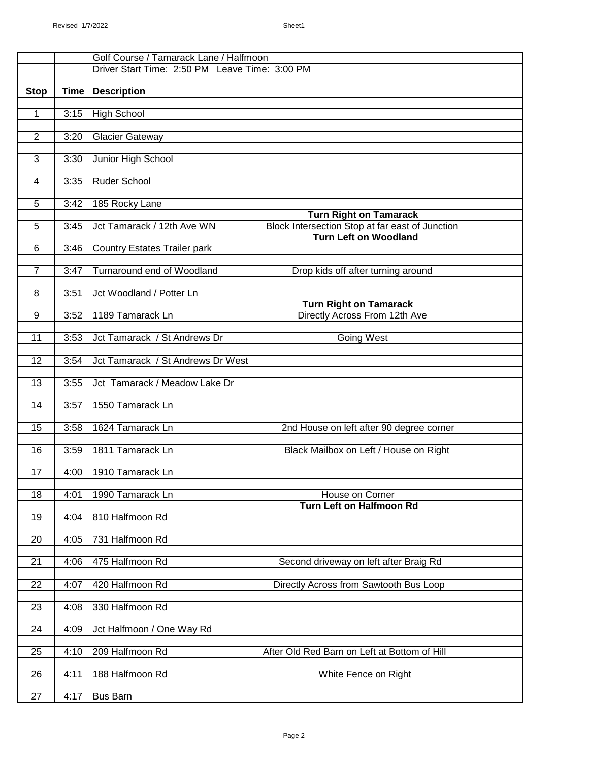| | | | |
|---|---|---|---|
| | | Golf Course / Tamarack Lane / Halfmoon | |
| | | Driver Start Time: 2:50 PM Leave Time: 3:00 PM | |
| **Stop** | **Time** | **Description** | |
| 1 | 3:15 | High School | |
| 2 | 3:20 | Glacier Gateway | |
| 3 | 3:30 | Junior High School | |
| 4 | 3:35 | Ruder School | |
| 5 | 3:42 | 185 Rocky Lane | |
| | | | **Turn Right on Tamarack** |
| 5 | 3:45 | Jct Tamarack / 12th Ave WN | Block Intersection Stop at far east of Junction |
| | | | **Turn Left on Woodland** |
| 6 | 3:46 | Country Estates Trailer park | |
| 7 | 3:47 | Turnaround end of Woodland | Drop kids off after turning around |
| 8 | 3:51 | Jct Woodland / Potter Ln | |
| | | | **Turn Right on Tamarack** |
| 9 | 3:52 | 1189 Tamarack Ln | Directly Across From 12th Ave |
| 11 | 3:53 | Jct Tamarack / St Andrews Dr | Going West |
| 12 | 3:54 | Jct Tamarack / St Andrews Dr West | |
| 13 | 3:55 | Jct Tamarack / Meadow Lake Dr | |
| 14 | 3:57 | 1550 Tamarack Ln | |
| 15 | 3:58 | 1624 Tamarack Ln | 2nd House on left after 90 degree corner |
| 16 | 3:59 | 1811 Tamarack Ln | Black Mailbox on Left / House on Right |
| 17 | 4:00 | 1910 Tamarack Ln | |
| 18 | 4:01 | 1990 Tamarack Ln | House on Corner |
| | | | **Turn Left on Halfmoon Rd** |
| 19 | 4:04 | 810 Halfmoon Rd | |
| 20 | 4:05 | 731 Halfmoon Rd | |
| 21 | 4:06 | 475 Halfmoon Rd | Second driveway on left after Braig Rd |
| 22 | 4:07 | 420 Halfmoon Rd | Directly Across from Sawtooth Bus Loop |
| 23 | 4:08 | 330 Halfmoon Rd | |
| 24 | 4:09 | Jct Halfmoon / One Way Rd | |
| 25 | 4:10 | 209 Halfmoon Rd | After Old Red Barn on Left at Bottom of Hill |
| 26 | 4:11 | 188 Halfmoon Rd | White Fence on Right |
| 27 | 4:17 | Bus Barn | |